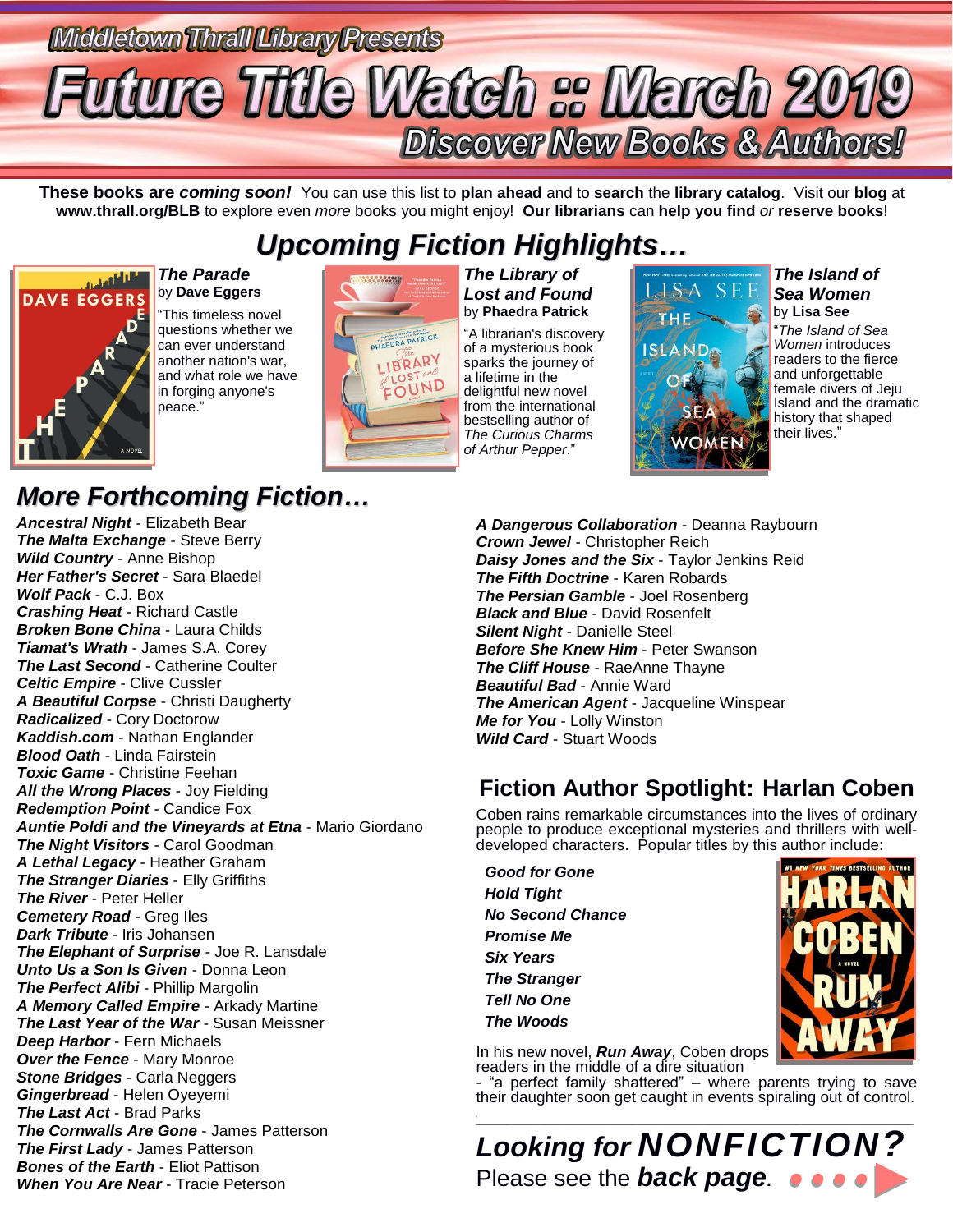Middletown Thrall Library Presents

# Future Title Watch :: March 2019

## Discover New Books & Authors!

**These books are *coming soon!*** You can use this list to **plan ahead** and to **search** the **library catalog**. Visit our **blog** at **www.thrall.org/BLB** to explore even *more* books you might enjoy! **Our librarians** can **help you find** *or* **reserve books**!

## *Upcoming Fiction Highlights…*

***The Parade***
by **Dave Eggers**

"This timeless novel questions whether we can ever understand another nation's war, and what role we have in forging anyone's peace."

***The Library of Lost and Found***
by **Phaedra Patrick**

"A librarian's discovery of a mysterious book sparks the journey of a lifetime in the delightful new novel from the international bestselling author of *The Curious Charms of Arthur Pepper*."

***The Island of Sea Women***
by **Lisa See**

"*The Island of Sea Women* introduces readers to the fierce and unforgettable female divers of Jeju Island and the dramatic history that shaped their lives."

## *More Forthcoming Fiction…*

***Ancestral Night*** - Elizabeth Bear
***The Malta Exchange*** - Steve Berry
***Wild Country*** - Anne Bishop
***Her Father's Secret*** - Sara Blaedel
***Wolf Pack*** - C.J. Box
***Crashing Heat*** - Richard Castle
***Broken Bone China*** - Laura Childs
***Tiamat's Wrath*** - James S.A. Corey
***The Last Second*** - Catherine Coulter
***Celtic Empire*** - Clive Cussler
***A Beautiful Corpse*** - Christi Daugherty
***Radicalized*** - Cory Doctorow
***Kaddish.com*** - Nathan Englander
***Blood Oath*** - Linda Fairstein
***Toxic Game*** - Christine Feehan
***All the Wrong Places*** - Joy Fielding
***Redemption Point*** - Candice Fox
***Auntie Poldi and the Vineyards at Etna*** - Mario Giordano
***The Night Visitors*** - Carol Goodman
***A Lethal Legacy*** - Heather Graham
***The Stranger Diaries*** - Elly Griffiths
***The River*** - Peter Heller
***Cemetery Road*** - Greg Iles
***Dark Tribute*** - Iris Johansen
***The Elephant of Surprise*** - Joe R. Lansdale
***Unto Us a Son Is Given*** - Donna Leon
***The Perfect Alibi*** - Phillip Margolin
***A Memory Called Empire*** - Arkady Martine
***The Last Year of the War*** - Susan Meissner
***Deep Harbor*** - Fern Michaels
***Over the Fence*** - Mary Monroe
***Stone Bridges*** - Carla Neggers
***Gingerbread*** - Helen Oyeyemi
***The Last Act*** - Brad Parks
***The Cornwalls Are Gone*** - James Patterson
***The First Lady*** - James Patterson
***Bones of the Earth*** - Eliot Pattison
***When You Are Near*** - Tracie Peterson
***A Dangerous Collaboration*** - Deanna Raybourn
***Crown Jewel*** - Christopher Reich
***Daisy Jones and the Six*** - Taylor Jenkins Reid
***The Fifth Doctrine*** - Karen Robards
***The Persian Gamble*** - Joel Rosenberg
***Black and Blue*** - David Rosenfelt
***Silent Night*** - Danielle Steel
***Before She Knew Him*** - Peter Swanson
***The Cliff House*** - RaeAnne Thayne
***Beautiful Bad*** - Annie Ward
***The American Agent*** - Jacqueline Winspear
***Me for You*** - Lolly Winston
***Wild Card*** - Stuart Woods

## Fiction Author Spotlight: Harlan Coben

Coben rains remarkable circumstances into the lives of ordinary people to produce exceptional mysteries and thrillers with well-developed characters. Popular titles by this author include:

***Good for Gone***
***Hold Tight***
***No Second Chance***
***Promise Me***
***Six Years***
***The Stranger***
***Tell No One***
***The Woods***

In his new novel, ***Run Away***, Coben drops readers in the middle of a dire situation - "a perfect family shattered" – where parents trying to save their daughter soon get caught in events spiraling out of control.

---

## *Looking for* ***NONFICTION?***

Please see the ***back page***.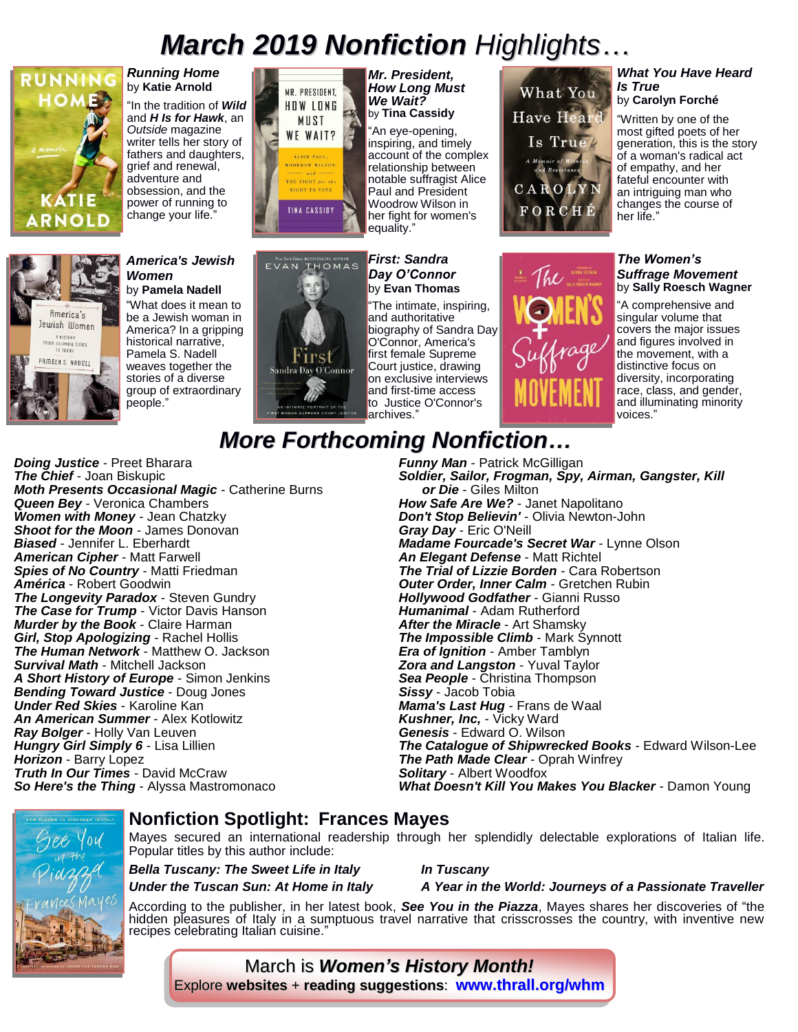# ***March 2019 Nonfiction*** *Highlights…*

***Running Home***
by **Katie Arnold**

"In the tradition of ***Wild*** and ***H Is for Hawk***, an *Outside* magazine writer tells her story of fathers and daughters, grief and renewal, adventure and obsession, and the power of running to change your life."

***Mr. President, How Long Must We Wait?***
by **Tina Cassidy**

"An eye-opening, inspiring, and timely account of the complex relationship between notable suffragist Alice Paul and President Woodrow Wilson in her fight for women's equality."

***What You Have Heard Is True***
by **Carolyn Forché**

"Written by one of the most gifted poets of her generation, this is the story of a woman's radical act of empathy, and her fateful encounter with an intriguing man who changes the course of her life."

***America's Jewish Women***
by **Pamela Nadell**

"What does it mean to be a Jewish woman in America? In a gripping historical narrative, Pamela S. Nadell weaves together the stories of a diverse group of extraordinary people."

***First: Sandra Day O'Connor***
by **Evan Thomas**

"The intimate, inspiring, and authoritative biography of Sandra Day O'Connor, America's first female Supreme Court justice, drawing on exclusive interviews and first-time access to Justice O'Connor's archives."

***The Women's Suffrage Movement***
by **Sally Roesch Wagner**

"A comprehensive and singular volume that covers the major issues and figures involved in the movement, with a distinctive focus on diversity, incorporating race, class, and gender, and illuminating minority voices."

## ***More Forthcoming Nonfiction…***

- ***Doing Justice*** - Preet Bharara
- ***The Chief*** - Joan Biskupic
- ***Moth Presents Occasional Magic*** - Catherine Burns
- ***Queen Bey*** - Veronica Chambers
- ***Women with Money*** - Jean Chatzky
- ***Shoot for the Moon*** - James Donovan
- ***Biased*** - Jennifer L. Eberhardt
- ***American Cipher*** - Matt Farwell
- ***Spies of No Country*** - Matti Friedman
- ***América*** - Robert Goodwin
- ***The Longevity Paradox*** - Steven Gundry
- ***The Case for Trump*** - Victor Davis Hanson
- ***Murder by the Book*** - Claire Harman
- ***Girl, Stop Apologizing*** - Rachel Hollis
- ***The Human Network*** - Matthew O. Jackson
- ***Survival Math*** - Mitchell Jackson
- ***A Short History of Europe*** - Simon Jenkins
- ***Bending Toward Justice*** - Doug Jones
- ***Under Red Skies*** - Karoline Kan
- ***An American Summer*** - Alex Kotlowitz
- ***Ray Bolger*** - Holly Van Leuven
- ***Hungry Girl Simply 6*** - Lisa Lillien
- ***Horizon*** - Barry Lopez
- ***Truth In Our Times*** - David McCraw
- ***So Here's the Thing*** - Alyssa Mastromonaco
- ***Funny Man*** - Patrick McGilligan
- ***Soldier, Sailor, Frogman, Spy, Airman, Gangster, Kill or Die*** - Giles Milton
- ***How Safe Are We?*** - Janet Napolitano
- ***Don't Stop Believin'*** - Olivia Newton-John
- ***Gray Day*** - Eric O'Neill
- ***Madame Fourcade's Secret War*** - Lynne Olson
- ***An Elegant Defense*** - Matt Richtel
- ***The Trial of Lizzie Borden*** - Cara Robertson
- ***Outer Order, Inner Calm*** - Gretchen Rubin
- ***Hollywood Godfather*** - Gianni Russo
- ***Humanimal*** - Adam Rutherford
- ***After the Miracle*** - Art Shamsky
- ***The Impossible Climb*** - Mark Synnott
- ***Era of Ignition*** - Amber Tamblyn
- ***Zora and Langston*** - Yuval Taylor
- ***Sea People*** - Christina Thompson
- ***Sissy*** - Jacob Tobia
- ***Mama's Last Hug*** - Frans de Waal
- ***Kushner, Inc,*** - Vicky Ward
- ***Genesis*** - Edward O. Wilson
- ***The Catalogue of Shipwrecked Books*** - Edward Wilson-Lee
- ***The Path Made Clear*** - Oprah Winfrey
- ***Solitary*** - Albert Woodfox
- ***What Doesn't Kill You Makes You Blacker*** - Damon Young

## Nonfiction Spotlight: Frances Mayes

Mayes secured an international readership through her splendidly delectable explorations of Italian life. Popular titles by this author include:

- ***Bella Tuscany: The Sweet Life in Italy***
- ***Under the Tuscan Sun: At Home in Italy***
- ***In Tuscany***
- ***A Year in the World: Journeys of a Passionate Traveller***

According to the publisher, in her latest book, ***See You in the Piazza***, Mayes shares her discoveries of "the hidden pleasures of Italy in a sumptuous travel narrative that crisscrosses the country, with inventive new recipes celebrating Italian cuisine."

March is ***Women's History Month!***
Explore **websites** + **reading suggestions**: **www.thrall.org/whm**